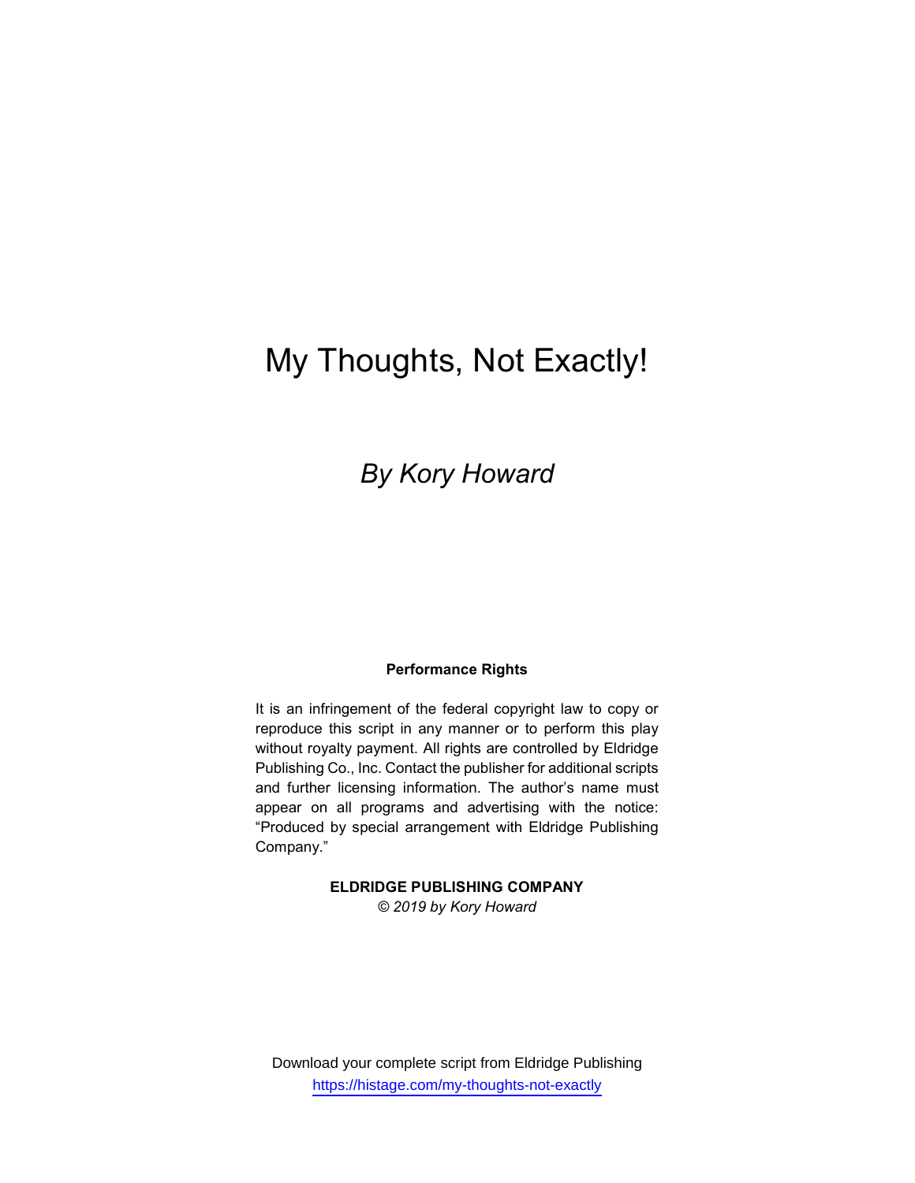# My Thoughts, Not Exactly!

*By Kory Howard*

**Performance Rights**

It is an infringement of the federal copyright law to copy or reproduce this script in any manner or to perform this play without royalty payment. All rights are controlled by Eldridge Publishing Co., Inc. Contact the publisher for additional scripts and further licensing information. The author's name must appear on all programs and advertising with the notice: "Produced by special arrangement with Eldridge Publishing Company."

**ELDRIDGE PUBLISHING COMPANY**
*© 2019 by Kory Howard*

Download your complete script from Eldridge Publishing
https://histage.com/my-thoughts-not-exactly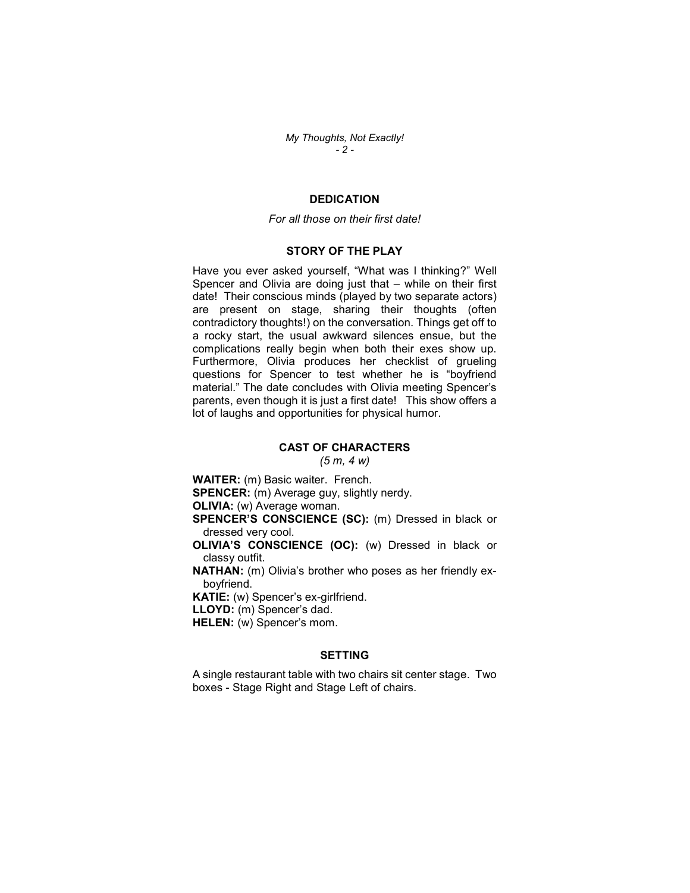## DEDICATION

*For all those on their first date!*

## STORY OF THE PLAY

Have you ever asked yourself, "What was I thinking?" Well Spencer and Olivia are doing just that – while on their first date! Their conscious minds (played by two separate actors) are present on stage, sharing their thoughts (often contradictory thoughts!) on the conversation. Things get off to a rocky start, the usual awkward silences ensue, but the complications really begin when both their exes show up. Furthermore, Olivia produces her checklist of grueling questions for Spencer to test whether he is "boyfriend material." The date concludes with Olivia meeting Spencer's parents, even though it is just a first date! This show offers a lot of laughs and opportunities for physical humor.

## CAST OF CHARACTERS

*(5 m, 4 w)*

**WAITER:** (m) Basic waiter. French.

**SPENCER:** (m) Average guy, slightly nerdy.

**OLIVIA:** (w) Average woman.

**SPENCER'S CONSCIENCE (SC):** (m) Dressed in black or dressed very cool.

**OLIVIA'S CONSCIENCE (OC):** (w) Dressed in black or classy outfit.

**NATHAN:** (m) Olivia's brother who poses as her friendly ex-boyfriend.

**KATIE:** (w) Spencer's ex-girlfriend.

**LLOYD:** (m) Spencer's dad.

**HELEN:** (w) Spencer's mom.

## SETTING

A single restaurant table with two chairs sit center stage. Two boxes - Stage Right and Stage Left of chairs.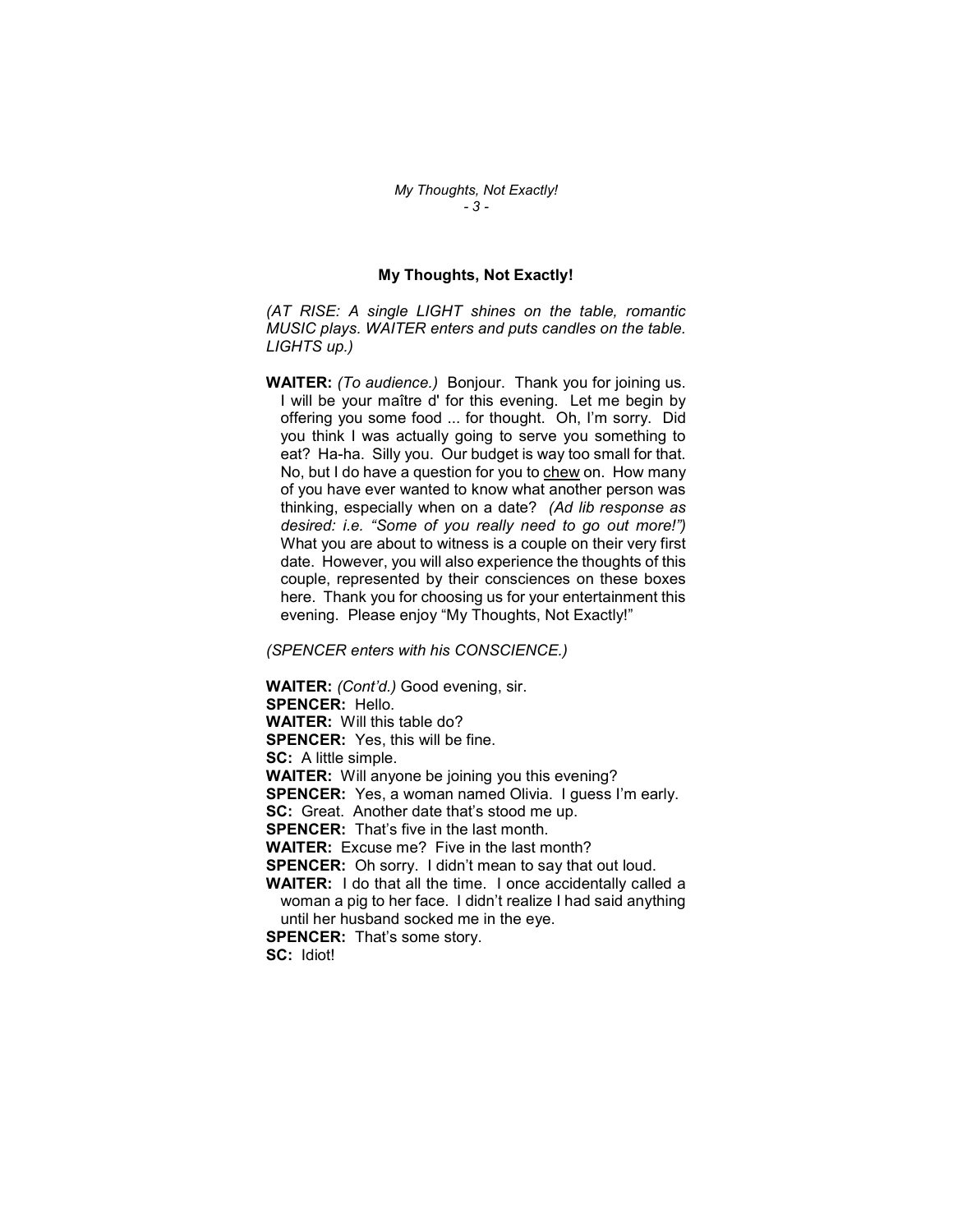**My Thoughts, Not Exactly!**

*(AT RISE: A single LIGHT shines on the table, romantic MUSIC plays. WAITER enters and puts candles on the table. LIGHTS up.)*

**WAITER:** *(To audience.)* Bonjour. Thank you for joining us. I will be your maître d' for this evening. Let me begin by offering you some food ... for thought. Oh, I'm sorry. Did you think I was actually going to serve you something to eat? Ha-ha. Silly you. Our budget is way too small for that. No, but I do have a question for you to <u>chew</u> on. How many of you have ever wanted to know what another person was thinking, especially when on a date? *(Ad lib response as desired: i.e. "Some of you really need to go out more!")* What you are about to witness is a couple on their very first date. However, you will also experience the thoughts of this couple, represented by their consciences on these boxes here. Thank you for choosing us for your entertainment this evening. Please enjoy "My Thoughts, Not Exactly!"

*(SPENCER enters with his CONSCIENCE.)*

**WAITER:** *(Cont'd.)* Good evening, sir.
**SPENCER:** Hello.
**WAITER:** Will this table do?
**SPENCER:** Yes, this will be fine.
**SC:** A little simple.
**WAITER:** Will anyone be joining you this evening?
**SPENCER:** Yes, a woman named Olivia. I guess I'm early.
**SC:** Great. Another date that's stood me up.
**SPENCER:** That's five in the last month.
**WAITER:** Excuse me? Five in the last month?
**SPENCER:** Oh sorry. I didn't mean to say that out loud.
**WAITER:** I do that all the time. I once accidentally called a woman a pig to her face. I didn't realize I had said anything until her husband socked me in the eye.
**SPENCER:** That's some story.
**SC:** Idiot!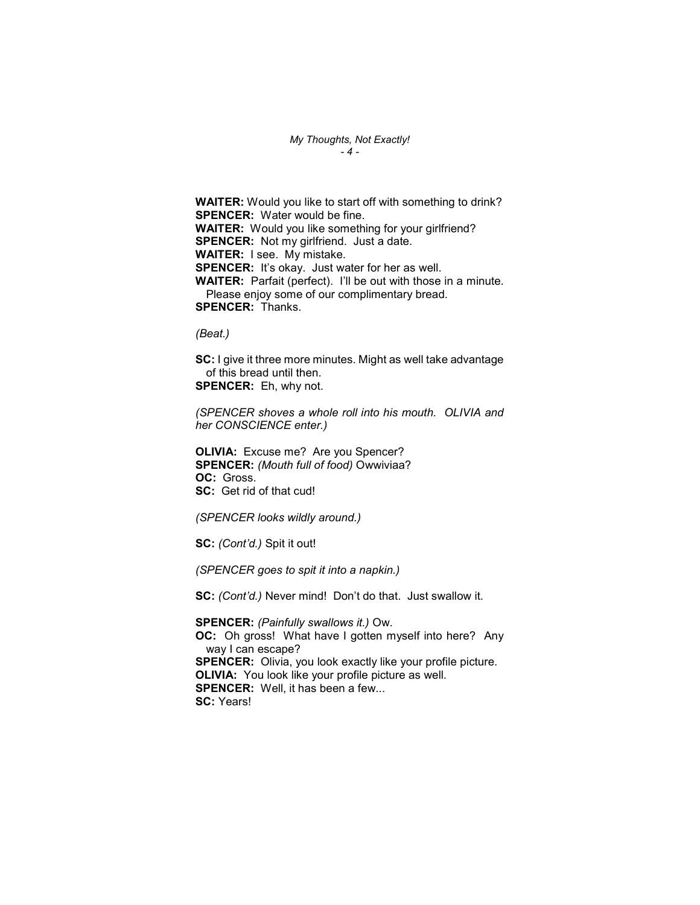**WAITER:** Would you like to start off with something to drink?
**SPENCER:** Water would be fine.
**WAITER:** Would you like something for your girlfriend?
**SPENCER:** Not my girlfriend. Just a date.
**WAITER:** I see. My mistake.
**SPENCER:** It's okay. Just water for her as well.
**WAITER:** Parfait (perfect). I'll be out with those in a minute. Please enjoy some of our complimentary bread.
**SPENCER:** Thanks.

*(Beat.)*

**SC:** I give it three more minutes. Might as well take advantage of this bread until then.
**SPENCER:** Eh, why not.

*(SPENCER shoves a whole roll into his mouth. OLIVIA and her CONSCIENCE enter.)*

**OLIVIA:** Excuse me? Are you Spencer?
**SPENCER:** *(Mouth full of food)* Owwiviaa?
**OC:** Gross.
**SC:** Get rid of that cud!

*(SPENCER looks wildly around.)*

**SC:** *(Cont'd.)* Spit it out!

*(SPENCER goes to spit it into a napkin.)*

**SC:** *(Cont'd.)* Never mind! Don't do that. Just swallow it.

**SPENCER:** *(Painfully swallows it.)* Ow.
**OC:** Oh gross! What have I gotten myself into here? Any way I can escape?
**SPENCER:** Olivia, you look exactly like your profile picture.
**OLIVIA:** You look like your profile picture as well.
**SPENCER:** Well, it has been a few...
**SC:** Years!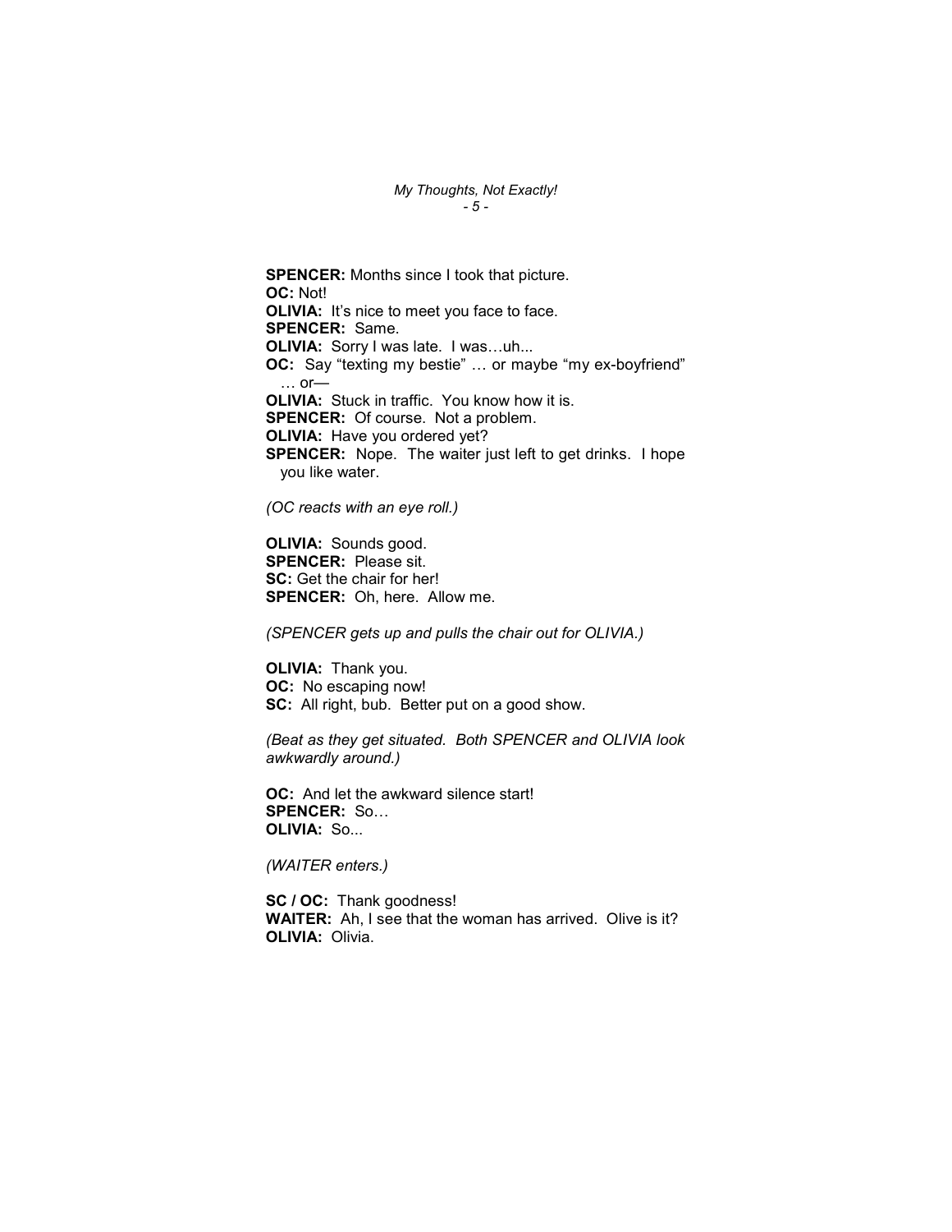**SPENCER:** Months since I took that picture.
**OC:** Not!
**OLIVIA:** It's nice to meet you face to face.
**SPENCER:** Same.
**OLIVIA:** Sorry I was late. I was…uh...
**OC:** Say "texting my bestie" … or maybe "my ex-boyfriend" … or—
**OLIVIA:** Stuck in traffic. You know how it is.
**SPENCER:** Of course. Not a problem.
**OLIVIA:** Have you ordered yet?
**SPENCER:** Nope. The waiter just left to get drinks. I hope you like water.

*(OC reacts with an eye roll.)*

**OLIVIA:** Sounds good.
**SPENCER:** Please sit.
**SC:** Get the chair for her!
**SPENCER:** Oh, here. Allow me.

*(SPENCER gets up and pulls the chair out for OLIVIA.)*

**OLIVIA:** Thank you.
**OC:** No escaping now!
**SC:** All right, bub. Better put on a good show.

*(Beat as they get situated. Both SPENCER and OLIVIA look awkwardly around.)*

**OC:** And let the awkward silence start!
**SPENCER:** So…
**OLIVIA:** So...

*(WAITER enters.)*

**SC / OC:** Thank goodness!
**WAITER:** Ah, I see that the woman has arrived. Olive is it?
**OLIVIA:** Olivia.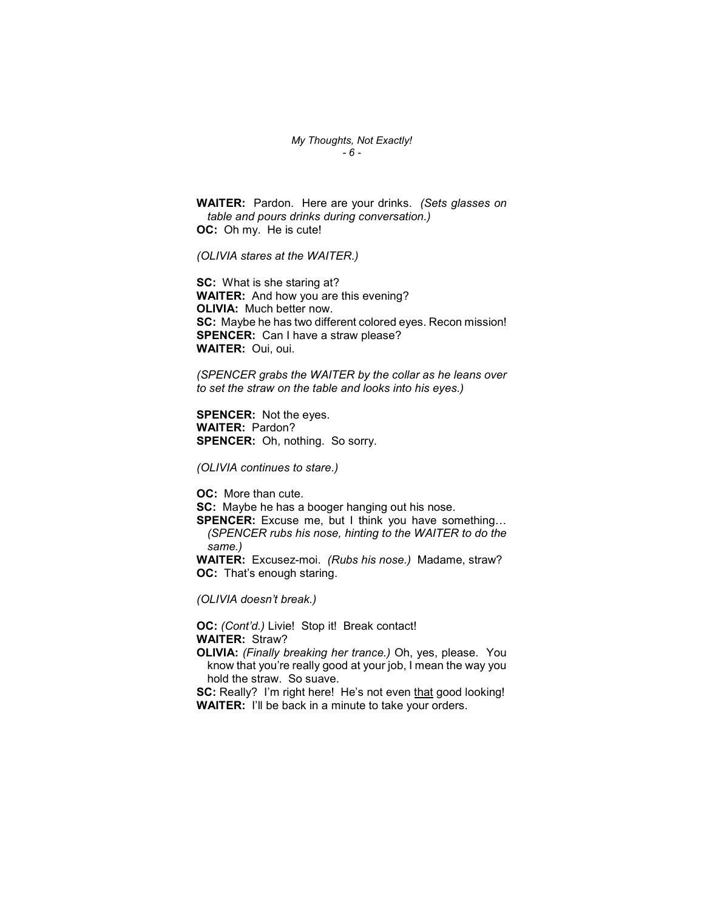**WAITER:** Pardon. Here are your drinks. *(Sets glasses on table and pours drinks during conversation.)*
**OC:** Oh my. He is cute!

*(OLIVIA stares at the WAITER.)*

**SC:** What is she staring at?
**WAITER:** And how you are this evening?
**OLIVIA:** Much better now.
**SC:** Maybe he has two different colored eyes. Recon mission!
**SPENCER:** Can I have a straw please?
**WAITER:** Oui, oui.

*(SPENCER grabs the WAITER by the collar as he leans over to set the straw on the table and looks into his eyes.)*

**SPENCER:** Not the eyes.
**WAITER:** Pardon?
**SPENCER:** Oh, nothing. So sorry.

*(OLIVIA continues to stare.)*

**OC:** More than cute.
**SC:** Maybe he has a booger hanging out his nose.
**SPENCER:** Excuse me, but I think you have something… *(SPENCER rubs his nose, hinting to the WAITER to do the same.)*
**WAITER:** Excusez-moi. *(Rubs his nose.)* Madame, straw?
**OC:** That's enough staring.

*(OLIVIA doesn't break.)*

**OC:** *(Cont'd.)* Livie! Stop it! Break contact!
**WAITER:** Straw?
**OLIVIA:** *(Finally breaking her trance.)* Oh, yes, please. You know that you're really good at your job, I mean the way you hold the straw. So suave.
**SC:** Really? I'm right here! He's not even <u>that</u> good looking!
**WAITER:** I'll be back in a minute to take your orders.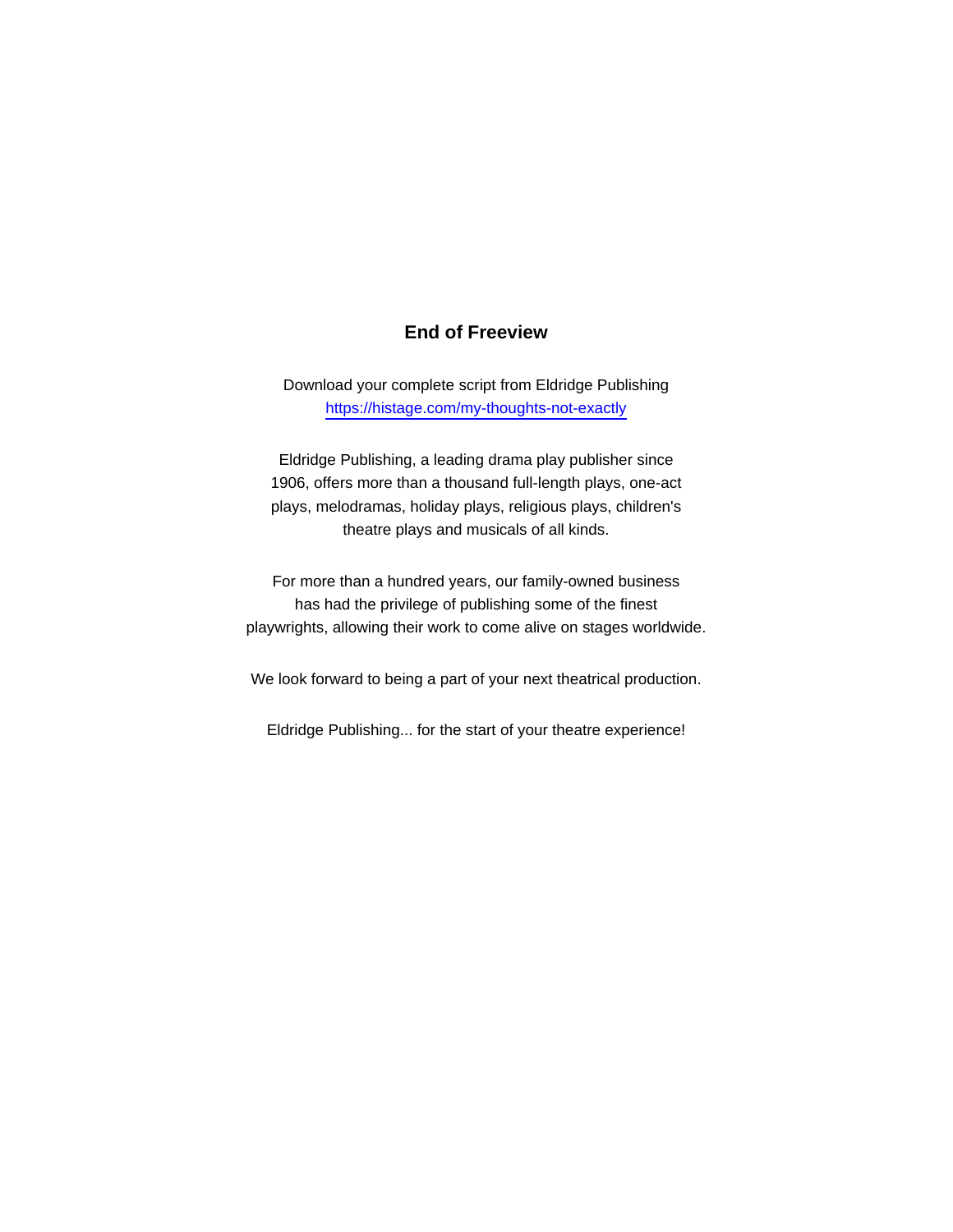## End of Freeview

Download your complete script from Eldridge Publishing
[https://histage.com/my-thoughts-not-exactly](https://histage.com/my-thoughts-not-exactly)

Eldridge Publishing, a leading drama play publisher since 1906, offers more than a thousand full-length plays, one-act plays, melodramas, holiday plays, religious plays, children's theatre plays and musicals of all kinds.

For more than a hundred years, our family-owned business has had the privilege of publishing some of the finest playwrights, allowing their work to come alive on stages worldwide.

We look forward to being a part of your next theatrical production.

Eldridge Publishing... for the start of your theatre experience!